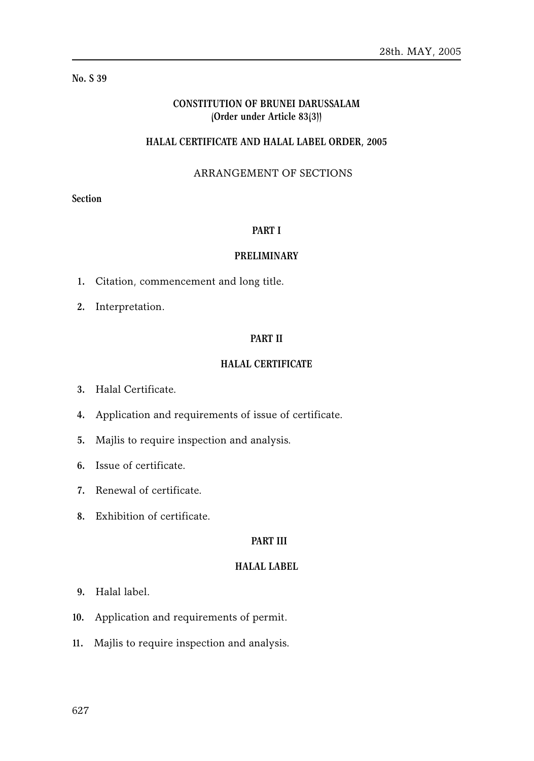**No. S 39**

## CONSTITUTION OF BRUNEI DARUSSALAM
**(Order under Article 83(3))**

## HALAL CERTIFICATE AND HALAL LABEL ORDER, 2005

### ARRANGEMENT OF SECTIONS

**Section**

**PART I**

**PRELIMINARY**

1. Citation, commencement and long title.
2. Interpretation.

**PART II**

**HALAL CERTIFICATE**

3. Halal Certificate.
4. Application and requirements of issue of certificate.
5. Majlis to require inspection and analysis.
6. Issue of certificate.
7. Renewal of certificate.
8. Exhibition of certificate.

**PART III**

**HALAL LABEL**

9. Halal label.
10. Application and requirements of permit.
11. Majlis to require inspection and analysis.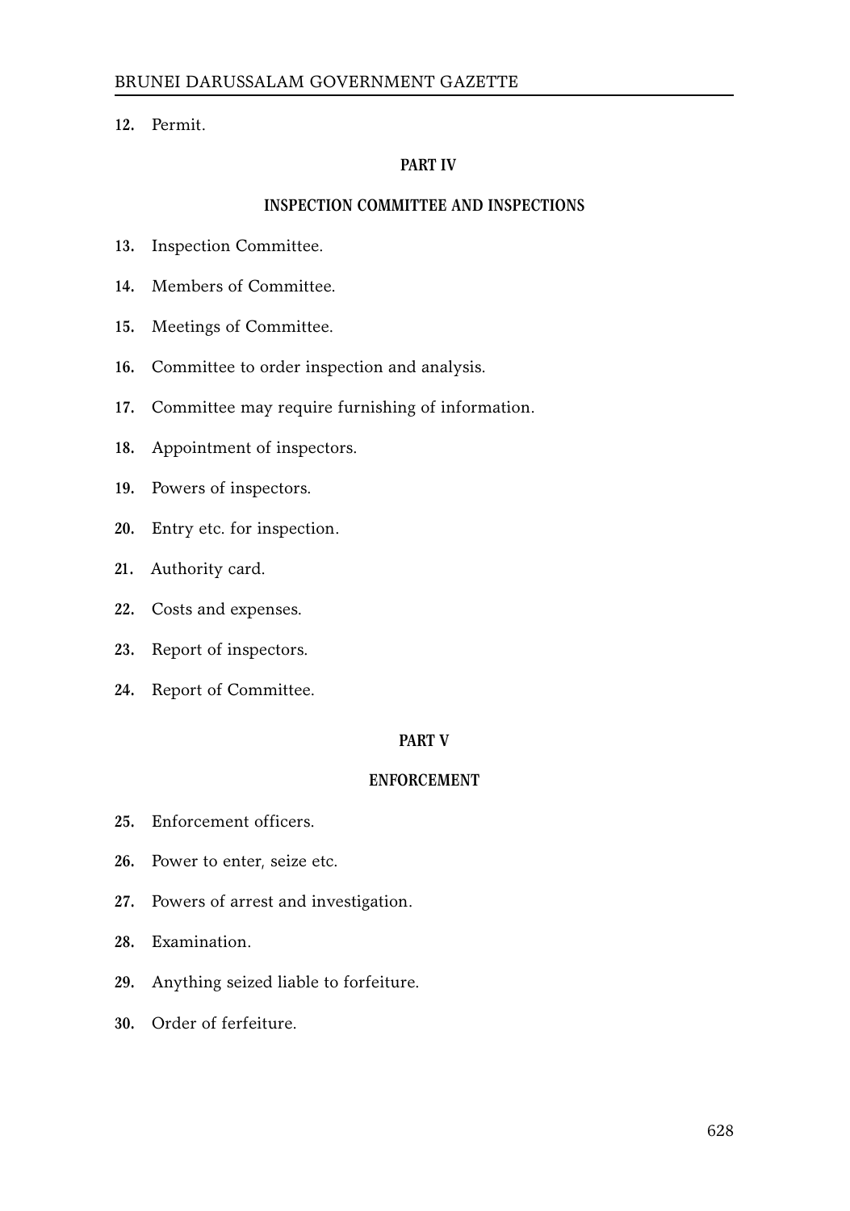12. Permit.

## PART IV

## INSPECTION COMMITTEE AND INSPECTIONS

13. Inspection Committee.

14. Members of Committee.

15. Meetings of Committee.

16. Committee to order inspection and analysis.

17. Committee may require furnishing of information.

18. Appointment of inspectors.

19. Powers of inspectors.

20. Entry etc. for inspection.

21. Authority card.

22. Costs and expenses.

23. Report of inspectors.

24. Report of Committee.

## PART V

## ENFORCEMENT

25. Enforcement officers.

26. Power to enter, seize etc.

27. Powers of arrest and investigation.

28. Examination.

29. Anything seized liable to forfeiture.

30. Order of ferfeiture.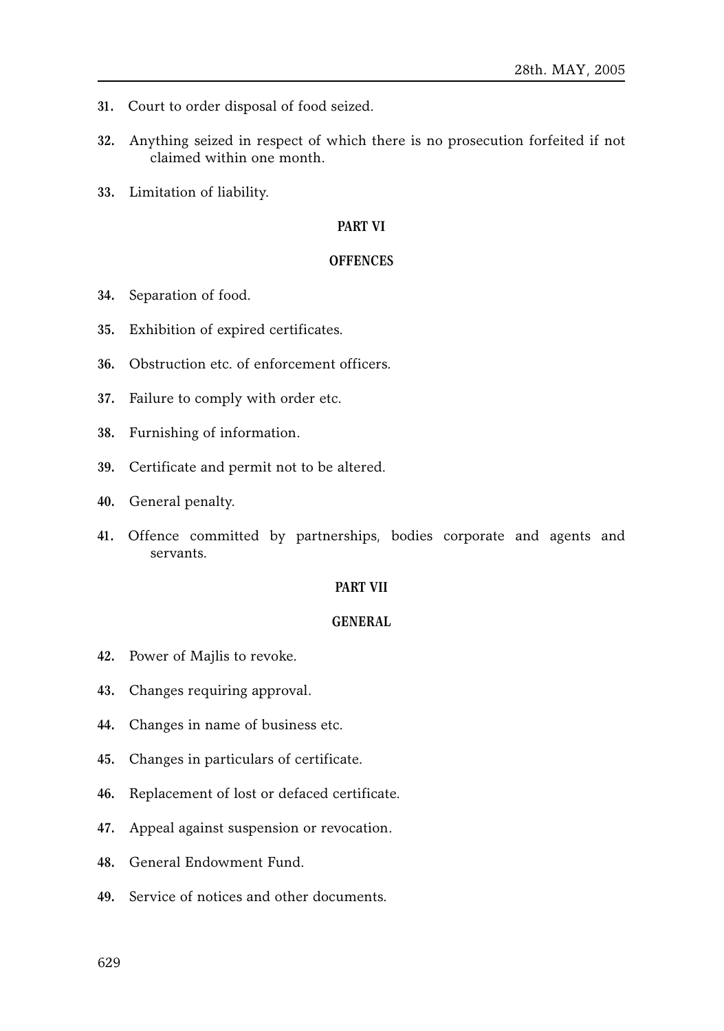31. Court to order disposal of food seized.

32. Anything seized in respect of which there is no prosecution forfeited if not claimed within one month.

33. Limitation of liability.

## PART VI

## OFFENCES

34. Separation of food.

35. Exhibition of expired certificates.

36. Obstruction etc. of enforcement officers.

37. Failure to comply with order etc.

38. Furnishing of information.

39. Certificate and permit not to be altered.

40. General penalty.

41. Offence committed by partnerships, bodies corporate and agents and servants.

## PART VII

## GENERAL

42. Power of Majlis to revoke.

43. Changes requiring approval.

44. Changes in name of business etc.

45. Changes in particulars of certificate.

46. Replacement of lost or defaced certificate.

47. Appeal against suspension or revocation.

48. General Endowment Fund.

49. Service of notices and other documents.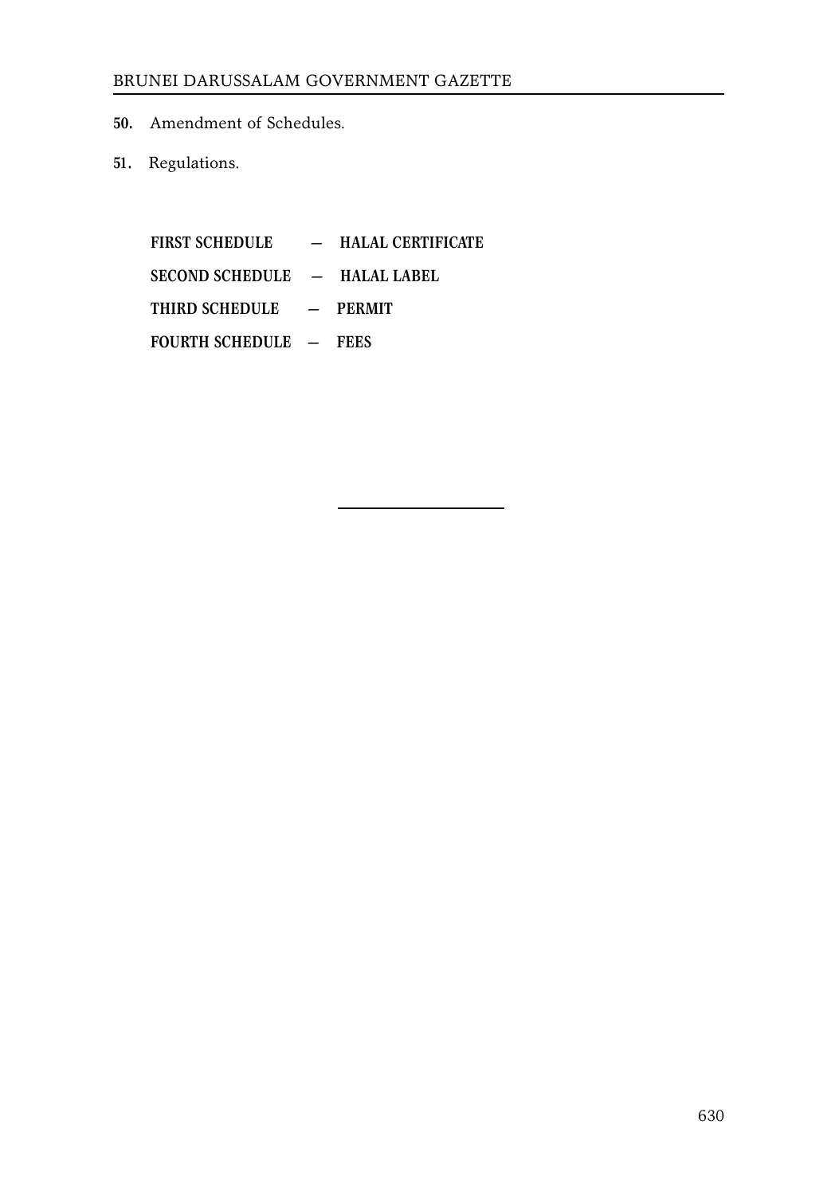**50.** Amendment of Schedules.

**51.** Regulations.

**FIRST SCHEDULE — HALAL CERTIFICATE**

**SECOND SCHEDULE — HALAL LABEL**

**THIRD SCHEDULE — PERMIT**

**FOURTH SCHEDULE — FEES**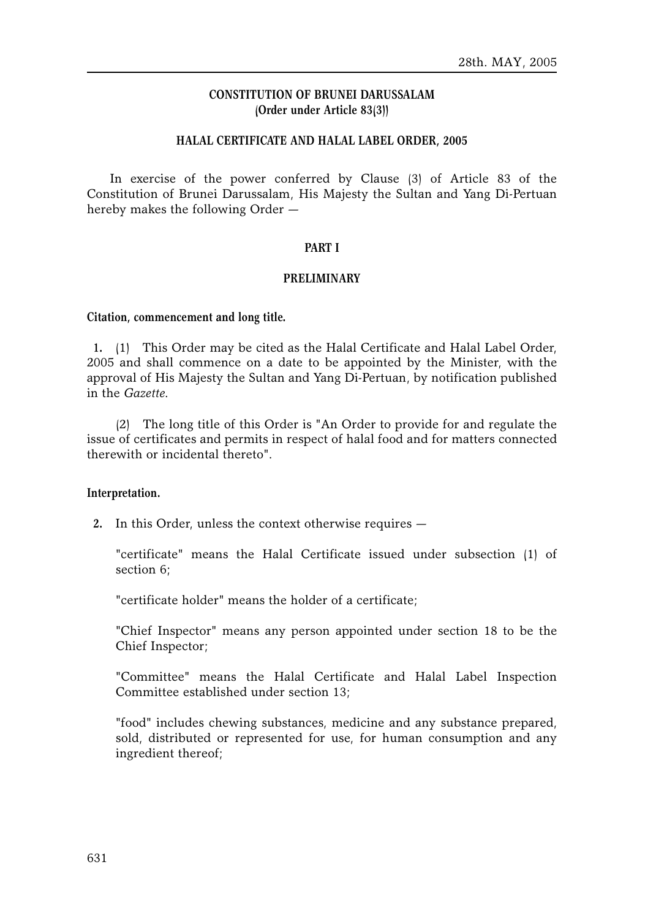## CONSTITUTION OF BRUNEI DARUSSALAM
### (Order under Article 83(3))

### HALAL CERTIFICATE AND HALAL LABEL ORDER, 2005

In exercise of the power conferred by Clause (3) of Article 83 of the Constitution of Brunei Darussalam, His Majesty the Sultan and Yang Di-Pertuan hereby makes the following Order —

## PART I

## PRELIMINARY

**Citation, commencement and long title.**

**1.** (1) This Order may be cited as the Halal Certificate and Halal Label Order, 2005 and shall commence on a date to be appointed by the Minister, with the approval of His Majesty the Sultan and Yang Di-Pertuan, by notification published in the *Gazette*.

(2) The long title of this Order is "An Order to provide for and regulate the issue of certificates and permits in respect of halal food and for matters connected therewith or incidental thereto".

**Interpretation.**

**2.** In this Order, unless the context otherwise requires —

"certificate" means the Halal Certificate issued under subsection (1) of section 6;

"certificate holder" means the holder of a certificate;

"Chief Inspector" means any person appointed under section 18 to be the Chief Inspector;

"Committee" means the Halal Certificate and Halal Label Inspection Committee established under section 13;

"food" includes chewing substances, medicine and any substance prepared, sold, distributed or represented for use, for human consumption and any ingredient thereof;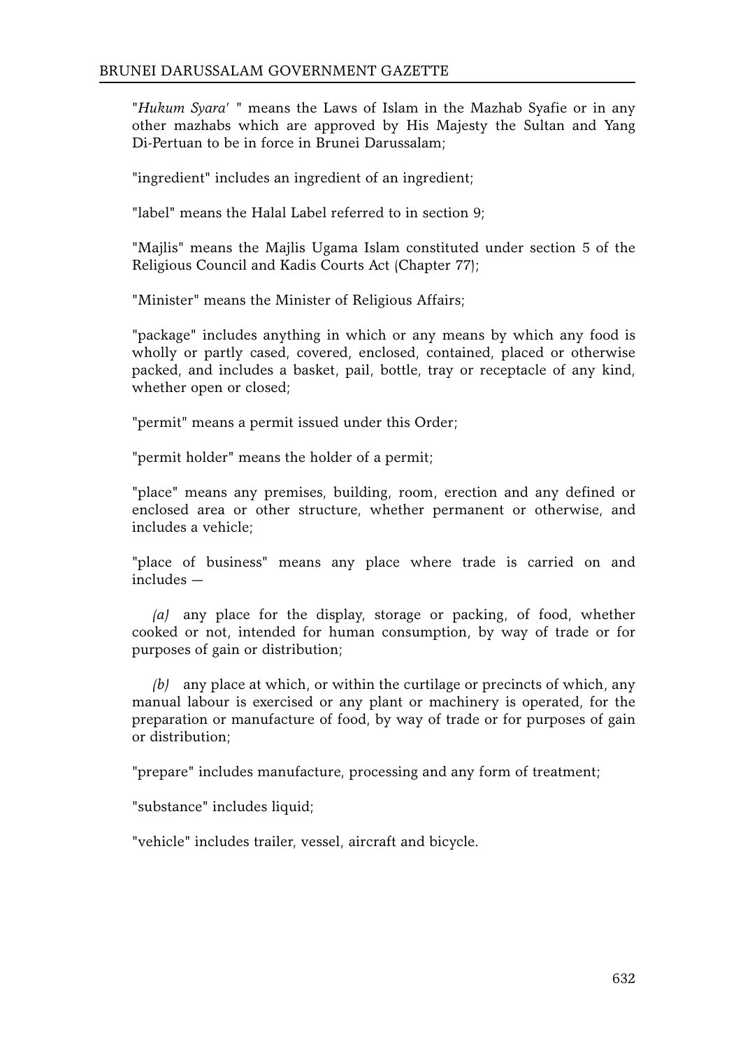"*Hukum Syara'* " means the Laws of Islam in the Mazhab Syafie or in any other mazhabs which are approved by His Majesty the Sultan and Yang Di-Pertuan to be in force in Brunei Darussalam;

"ingredient" includes an ingredient of an ingredient;

"label" means the Halal Label referred to in section 9;

"Majlis" means the Majlis Ugama Islam constituted under section 5 of the Religious Council and Kadis Courts Act (Chapter 77);

"Minister" means the Minister of Religious Affairs;

"package" includes anything in which or any means by which any food is wholly or partly cased, covered, enclosed, contained, placed or otherwise packed, and includes a basket, pail, bottle, tray or receptacle of any kind, whether open or closed;

"permit" means a permit issued under this Order;

"permit holder" means the holder of a permit;

"place" means any premises, building, room, erection and any defined or enclosed area or other structure, whether permanent or otherwise, and includes a vehicle;

"place of business" means any place where trade is carried on and includes —

*(a)* any place for the display, storage or packing, of food, whether cooked or not, intended for human consumption, by way of trade or for purposes of gain or distribution;

*(b)* any place at which, or within the curtilage or precincts of which, any manual labour is exercised or any plant or machinery is operated, for the preparation or manufacture of food, by way of trade or for purposes of gain or distribution;

"prepare" includes manufacture, processing and any form of treatment;

"substance" includes liquid;

"vehicle" includes trailer, vessel, aircraft and bicycle.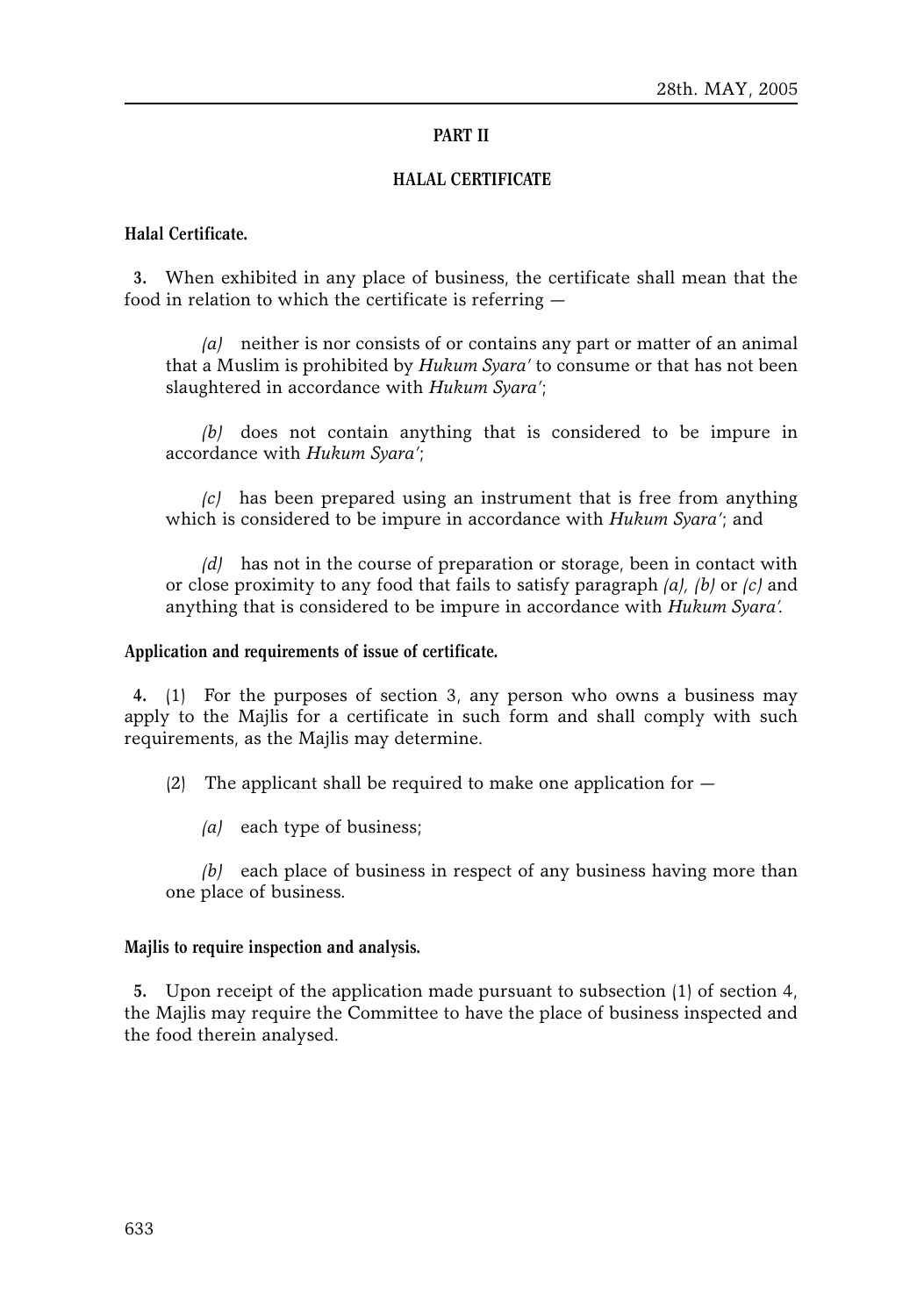## PART II

## HALAL CERTIFICATE

**Halal Certificate.**

**3.** When exhibited in any place of business, the certificate shall mean that the food in relation to which the certificate is referring —

*(a)* neither is nor consists of or contains any part or matter of an animal that a Muslim is prohibited by *Hukum Syara'* to consume or that has not been slaughtered in accordance with *Hukum Syara'*;

*(b)* does not contain anything that is considered to be impure in accordance with *Hukum Syara'*;

*(c)* has been prepared using an instrument that is free from anything which is considered to be impure in accordance with *Hukum Syara'*; and

*(d)* has not in the course of preparation or storage, been in contact with or close proximity to any food that fails to satisfy paragraph *(a), (b)* or *(c)* and anything that is considered to be impure in accordance with *Hukum Syara'*.

**Application and requirements of issue of certificate.**

**4.** (1) For the purposes of section 3, any person who owns a business may apply to the Majlis for a certificate in such form and shall comply with such requirements, as the Majlis may determine.

(2) The applicant shall be required to make one application for —

*(a)* each type of business;

*(b)* each place of business in respect of any business having more than one place of business.

**Majlis to require inspection and analysis.**

**5.** Upon receipt of the application made pursuant to subsection (1) of section 4, the Majlis may require the Committee to have the place of business inspected and the food therein analysed.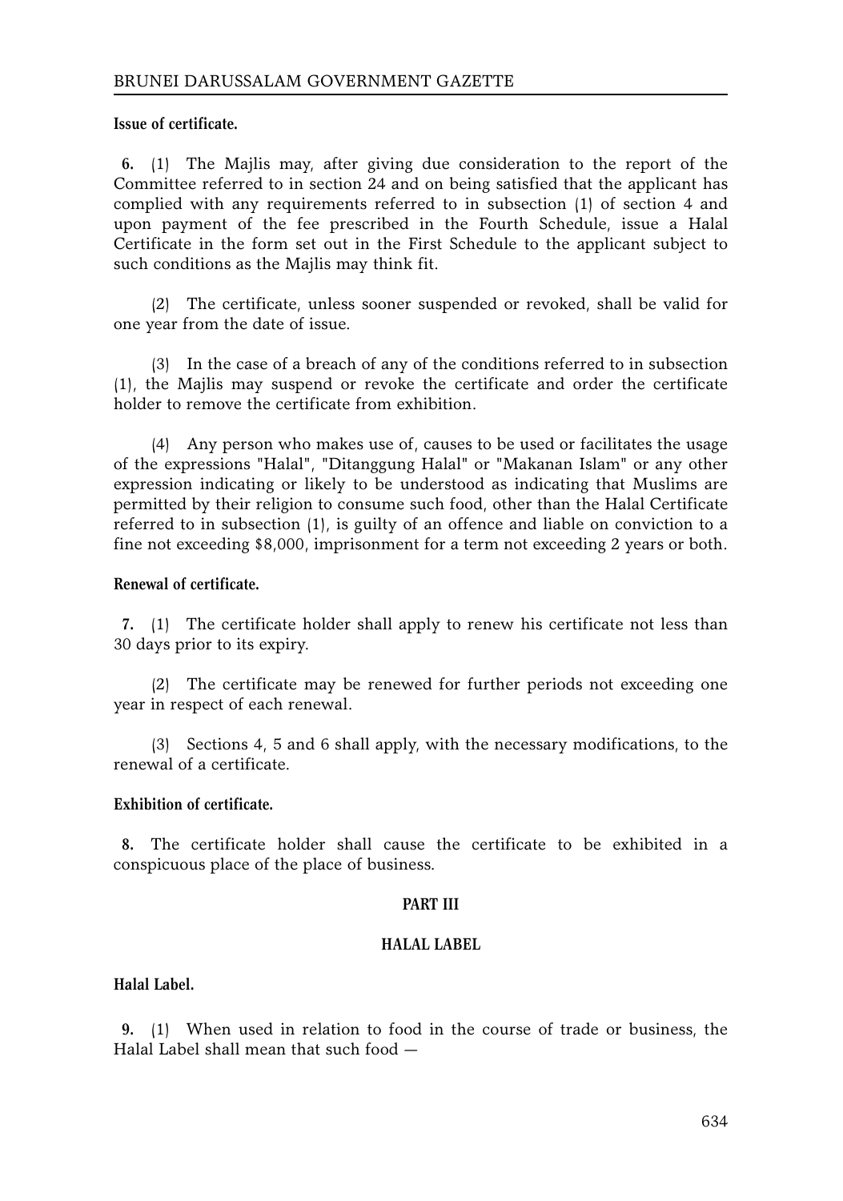**Issue of certificate.**

**6.** (1) The Majlis may, after giving due consideration to the report of the Committee referred to in section 24 and on being satisfied that the applicant has complied with any requirements referred to in subsection (1) of section 4 and upon payment of the fee prescribed in the Fourth Schedule, issue a Halal Certificate in the form set out in the First Schedule to the applicant subject to such conditions as the Majlis may think fit.

(2) The certificate, unless sooner suspended or revoked, shall be valid for one year from the date of issue.

(3) In the case of a breach of any of the conditions referred to in subsection (1), the Majlis may suspend or revoke the certificate and order the certificate holder to remove the certificate from exhibition.

(4) Any person who makes use of, causes to be used or facilitates the usage of the expressions "Halal", "Ditanggung Halal" or "Makanan Islam" or any other expression indicating or likely to be understood as indicating that Muslims are permitted by their religion to consume such food, other than the Halal Certificate referred to in subsection (1), is guilty of an offence and liable on conviction to a fine not exceeding $8,000, imprisonment for a term not exceeding 2 years or both.

**Renewal of certificate.**

**7.** (1) The certificate holder shall apply to renew his certificate not less than 30 days prior to its expiry.

(2) The certificate may be renewed for further periods not exceeding one year in respect of each renewal.

(3) Sections 4, 5 and 6 shall apply, with the necessary modifications, to the renewal of a certificate.

**Exhibition of certificate.**

**8.** The certificate holder shall cause the certificate to be exhibited in a conspicuous place of the place of business.

## PART III

## HALAL LABEL

**Halal Label.**

**9.** (1) When used in relation to food in the course of trade or business, the Halal Label shall mean that such food —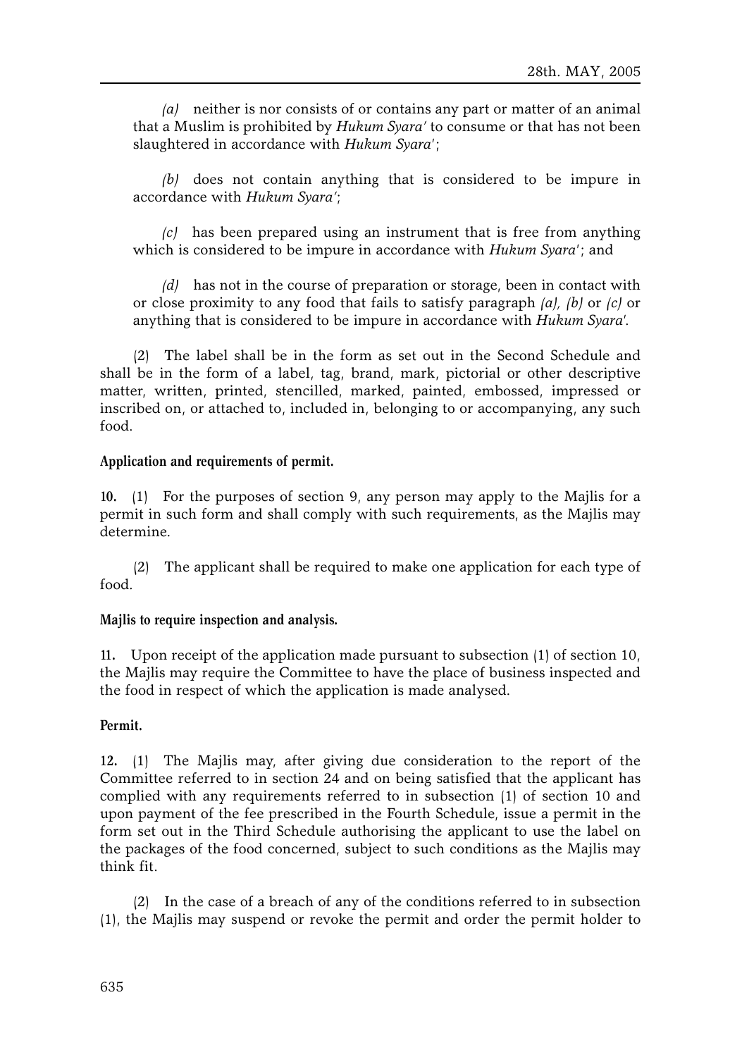*(a)* neither is nor consists of or contains any part or matter of an animal that a Muslim is prohibited by *Hukum Syara'* to consume or that has not been slaughtered in accordance with *Hukum Syara'*;

*(b)* does not contain anything that is considered to be impure in accordance with *Hukum Syara'*;

*(c)* has been prepared using an instrument that is free from anything which is considered to be impure in accordance with *Hukum Syara'*; and

*(d)* has not in the course of preparation or storage, been in contact with or close proximity to any food that fails to satisfy paragraph *(a)*, *(b)* or *(c)* or anything that is considered to be impure in accordance with *Hukum Syara'*.

(2) The label shall be in the form as set out in the Second Schedule and shall be in the form of a label, tag, brand, mark, pictorial or other descriptive matter, written, printed, stencilled, marked, painted, embossed, impressed or inscribed on, or attached to, included in, belonging to or accompanying, any such food.

**Application and requirements of permit.**

**10.** (1) For the purposes of section 9, any person may apply to the Majlis for a permit in such form and shall comply with such requirements, as the Majlis may determine.

(2) The applicant shall be required to make one application for each type of food.

**Majlis to require inspection and analysis.**

**11.** Upon receipt of the application made pursuant to subsection (1) of section 10, the Majlis may require the Committee to have the place of business inspected and the food in respect of which the application is made analysed.

**Permit.**

**12.** (1) The Majlis may, after giving due consideration to the report of the Committee referred to in section 24 and on being satisfied that the applicant has complied with any requirements referred to in subsection (1) of section 10 and upon payment of the fee prescribed in the Fourth Schedule, issue a permit in the form set out in the Third Schedule authorising the applicant to use the label on the packages of the food concerned, subject to such conditions as the Majlis may think fit.

(2) In the case of a breach of any of the conditions referred to in subsection (1), the Majlis may suspend or revoke the permit and order the permit holder to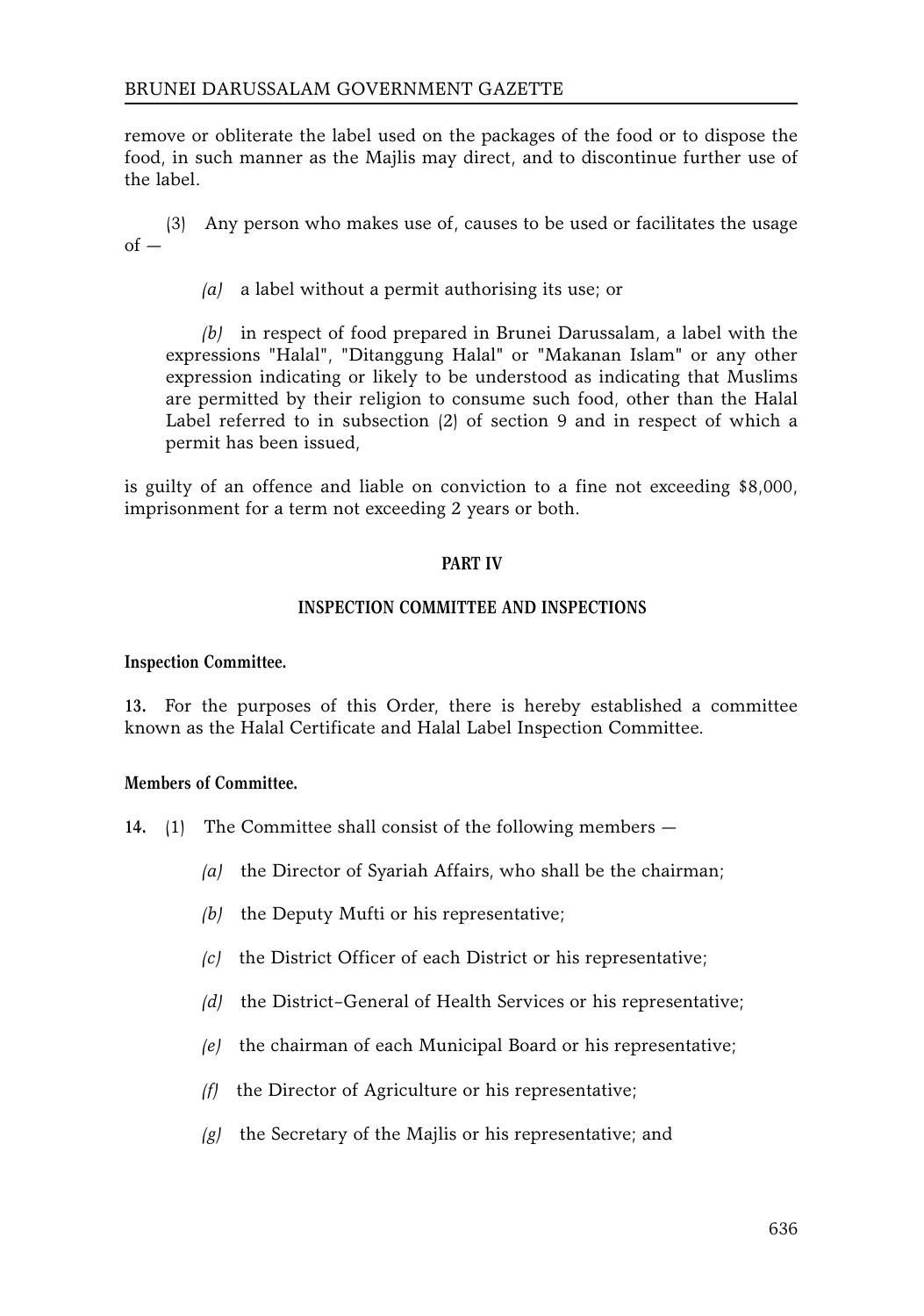remove or obliterate the label used on the packages of the food or to dispose the food, in such manner as the Majlis may direct, and to discontinue further use of the label.

(3) Any person who makes use of, causes to be used or facilitates the usage of —

*(a)* a label without a permit authorising its use; or

*(b)* in respect of food prepared in Brunei Darussalam, a label with the expressions "Halal", "Ditanggung Halal" or "Makanan Islam" or any other expression indicating or likely to be understood as indicating that Muslims are permitted by their religion to consume such food, other than the Halal Label referred to in subsection (2) of section 9 and in respect of which a permit has been issued,

is guilty of an offence and liable on conviction to a fine not exceeding $8,000, imprisonment for a term not exceeding 2 years or both.

## PART IV

## INSPECTION COMMITTEE AND INSPECTIONS

**Inspection Committee.**

**13.** For the purposes of this Order, there is hereby established a committee known as the Halal Certificate and Halal Label Inspection Committee.

**Members of Committee.**

**14.** (1) The Committee shall consist of the following members —

*(a)* the Director of Syariah Affairs, who shall be the chairman;

*(b)* the Deputy Mufti or his representative;

*(c)* the District Officer of each District or his representative;

*(d)* the District-General of Health Services or his representative;

*(e)* the chairman of each Municipal Board or his representative;

*(f)* the Director of Agriculture or his representative;

*(g)* the Secretary of the Majlis or his representative; and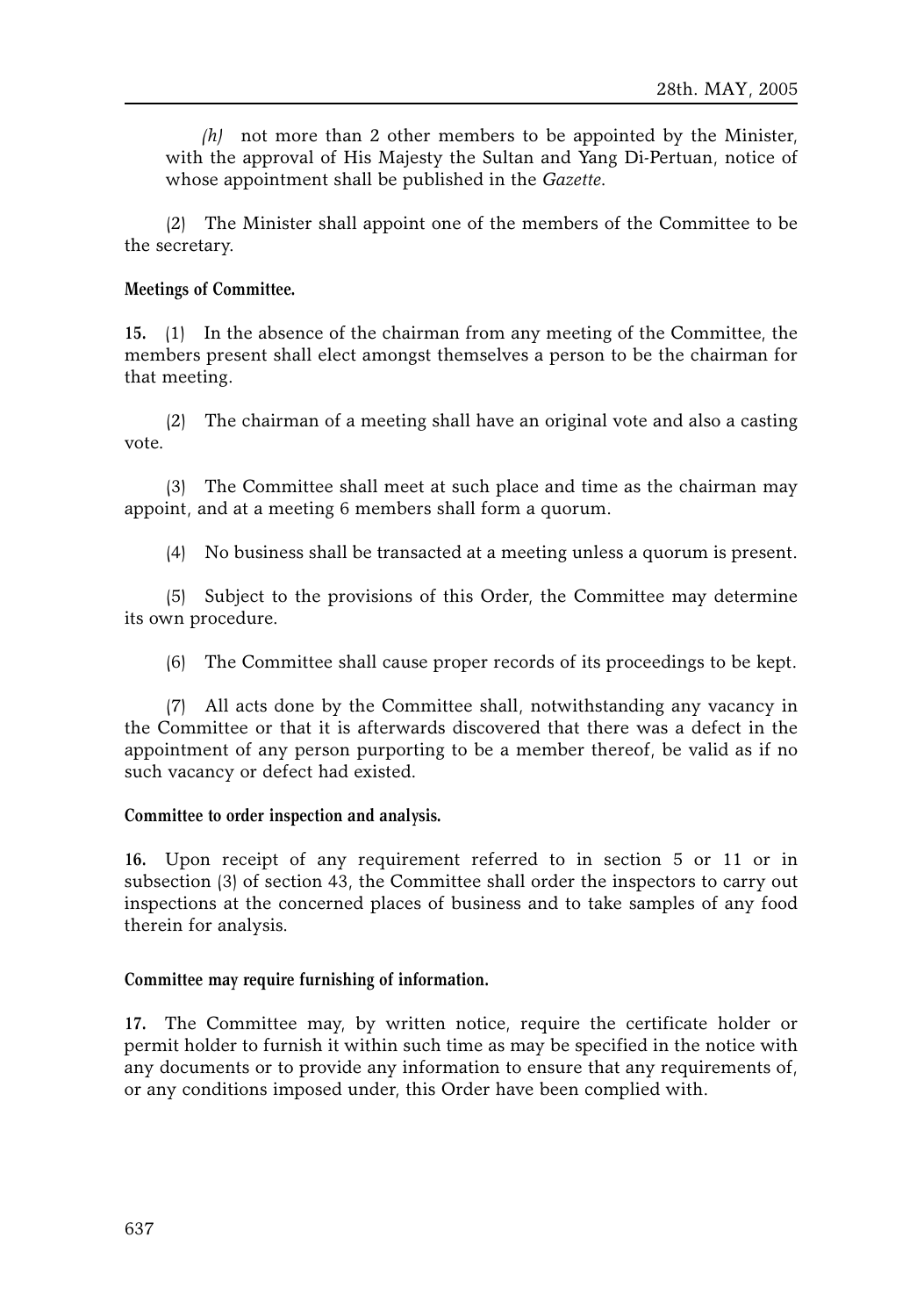*(h)* not more than 2 other members to be appointed by the Minister, with the approval of His Majesty the Sultan and Yang Di-Pertuan, notice of whose appointment shall be published in the *Gazette*.

(2) The Minister shall appoint one of the members of the Committee to be the secretary.

**Meetings of Committee.**

**15.** (1) In the absence of the chairman from any meeting of the Committee, the members present shall elect amongst themselves a person to be the chairman for that meeting.

(2) The chairman of a meeting shall have an original vote and also a casting vote.

(3) The Committee shall meet at such place and time as the chairman may appoint, and at a meeting 6 members shall form a quorum.

(4) No business shall be transacted at a meeting unless a quorum is present.

(5) Subject to the provisions of this Order, the Committee may determine its own procedure.

(6) The Committee shall cause proper records of its proceedings to be kept.

(7) All acts done by the Committee shall, notwithstanding any vacancy in the Committee or that it is afterwards discovered that there was a defect in the appointment of any person purporting to be a member thereof, be valid as if no such vacancy or defect had existed.

**Committee to order inspection and analysis.**

**16.** Upon receipt of any requirement referred to in section 5 or 11 or in subsection (3) of section 43, the Committee shall order the inspectors to carry out inspections at the concerned places of business and to take samples of any food therein for analysis.

**Committee may require furnishing of information.**

**17.** The Committee may, by written notice, require the certificate holder or permit holder to furnish it within such time as may be specified in the notice with any documents or to provide any information to ensure that any requirements of, or any conditions imposed under, this Order have been complied with.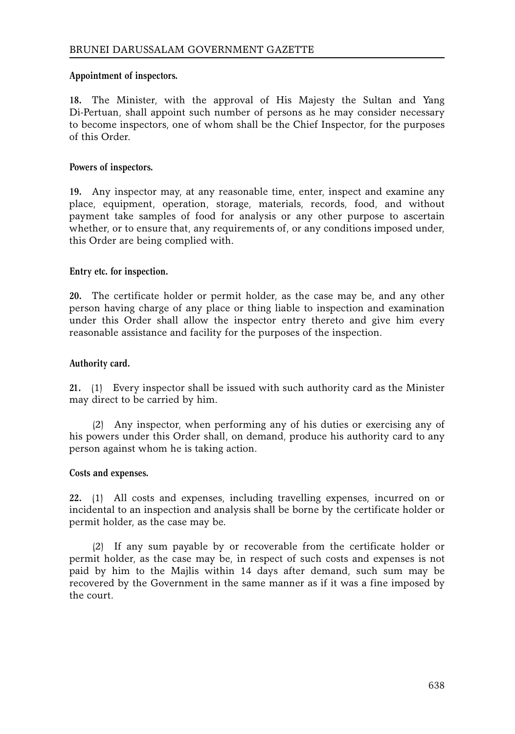**Appointment of inspectors.**

**18.** The Minister, with the approval of His Majesty the Sultan and Yang Di-Pertuan, shall appoint such number of persons as he may consider necessary to become inspectors, one of whom shall be the Chief Inspector, for the purposes of this Order.

**Powers of inspectors.**

**19.** Any inspector may, at any reasonable time, enter, inspect and examine any place, equipment, operation, storage, materials, records, food, and without payment take samples of food for analysis or any other purpose to ascertain whether, or to ensure that, any requirements of, or any conditions imposed under, this Order are being complied with.

**Entry etc. for inspection.**

**20.** The certificate holder or permit holder, as the case may be, and any other person having charge of any place or thing liable to inspection and examination under this Order shall allow the inspector entry thereto and give him every reasonable assistance and facility for the purposes of the inspection.

**Authority card.**

**21.** (1) Every inspector shall be issued with such authority card as the Minister may direct to be carried by him.

(2) Any inspector, when performing any of his duties or exercising any of his powers under this Order shall, on demand, produce his authority card to any person against whom he is taking action.

**Costs and expenses.**

**22.** (1) All costs and expenses, including travelling expenses, incurred on or incidental to an inspection and analysis shall be borne by the certificate holder or permit holder, as the case may be.

(2) If any sum payable by or recoverable from the certificate holder or permit holder, as the case may be, in respect of such costs and expenses is not paid by him to the Majlis within 14 days after demand, such sum may be recovered by the Government in the same manner as if it was a fine imposed by the court.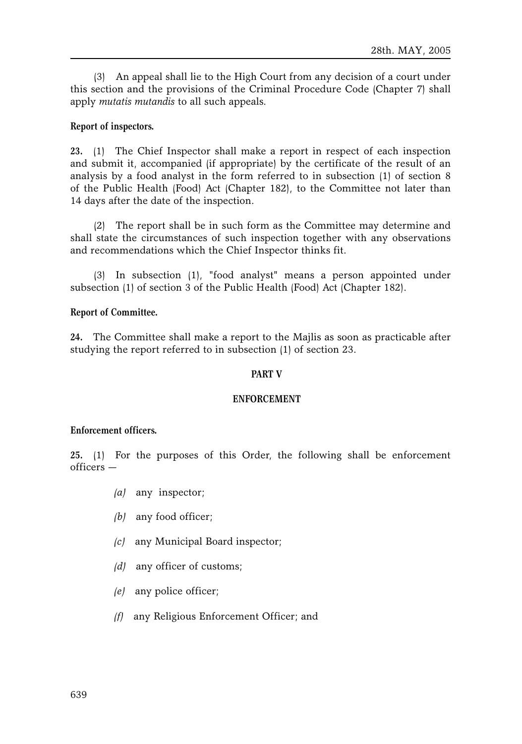(3) An appeal shall lie to the High Court from any decision of a court under this section and the provisions of the Criminal Procedure Code (Chapter 7) shall apply *mutatis mutandis* to all such appeals.

**Report of inspectors.**

**23.** (1) The Chief Inspector shall make a report in respect of each inspection and submit it, accompanied (if appropriate) by the certificate of the result of an analysis by a food analyst in the form referred to in subsection (1) of section 8 of the Public Health (Food) Act (Chapter 182), to the Committee not later than 14 days after the date of the inspection.

(2) The report shall be in such form as the Committee may determine and shall state the circumstances of such inspection together with any observations and recommendations which the Chief Inspector thinks fit.

(3) In subsection (1), "food analyst" means a person appointed under subsection (1) of section 3 of the Public Health (Food) Act (Chapter 182).

**Report of Committee.**

**24.** The Committee shall make a report to the Majlis as soon as practicable after studying the report referred to in subsection (1) of section 23.

## PART V

## ENFORCEMENT

**Enforcement officers.**

**25.** (1) For the purposes of this Order, the following shall be enforcement officers —

*(a)* any inspector;

*(b)* any food officer;

*(c)* any Municipal Board inspector;

*(d)* any officer of customs;

*(e)* any police officer;

*(f)* any Religious Enforcement Officer; and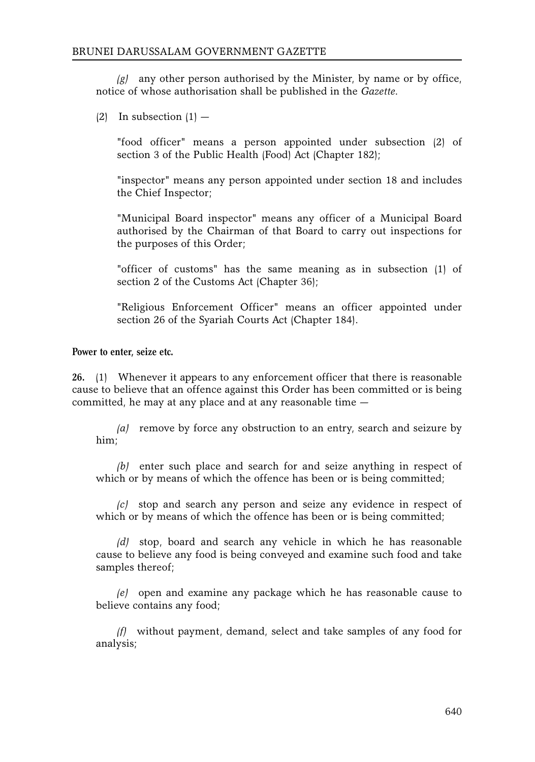*(g)* any other person authorised by the Minister, by name or by office, notice of whose authorisation shall be published in the *Gazette*.

(2) In subsection (1) —

"food officer" means a person appointed under subsection (2) of section 3 of the Public Health (Food) Act (Chapter 182);

"inspector" means any person appointed under section 18 and includes the Chief Inspector;

"Municipal Board inspector" means any officer of a Municipal Board authorised by the Chairman of that Board to carry out inspections for the purposes of this Order;

"officer of customs" has the same meaning as in subsection (1) of section 2 of the Customs Act (Chapter 36);

"Religious Enforcement Officer" means an officer appointed under section 26 of the Syariah Courts Act (Chapter 184).

**Power to enter, seize etc.**

**26.** (1) Whenever it appears to any enforcement officer that there is reasonable cause to believe that an offence against this Order has been committed or is being committed, he may at any place and at any reasonable time —

*(a)* remove by force any obstruction to an entry, search and seizure by him;

*(b)* enter such place and search for and seize anything in respect of which or by means of which the offence has been or is being committed;

*(c)* stop and search any person and seize any evidence in respect of which or by means of which the offence has been or is being committed;

*(d)* stop, board and search any vehicle in which he has reasonable cause to believe any food is being conveyed and examine such food and take samples thereof;

*(e)* open and examine any package which he has reasonable cause to believe contains any food;

*(f)* without payment, demand, select and take samples of any food for analysis;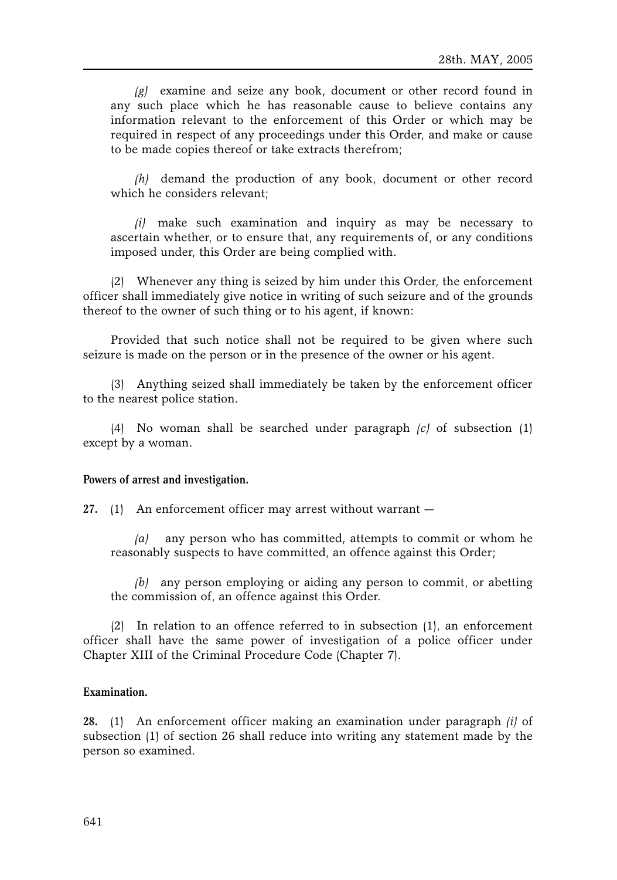*(g)* examine and seize any book, document or other record found in any such place which he has reasonable cause to believe contains any information relevant to the enforcement of this Order or which may be required in respect of any proceedings under this Order, and make or cause to be made copies thereof or take extracts therefrom;

*(h)* demand the production of any book, document or other record which he considers relevant;

*(i)* make such examination and inquiry as may be necessary to ascertain whether, or to ensure that, any requirements of, or any conditions imposed under, this Order are being complied with.

(2) Whenever any thing is seized by him under this Order, the enforcement officer shall immediately give notice in writing of such seizure and of the grounds thereof to the owner of such thing or to his agent, if known:

Provided that such notice shall not be required to be given where such seizure is made on the person or in the presence of the owner or his agent.

(3) Anything seized shall immediately be taken by the enforcement officer to the nearest police station.

(4) No woman shall be searched under paragraph *(c)* of subsection (1) except by a woman.

**Powers of arrest and investigation.**

**27.** (1) An enforcement officer may arrest without warrant —

*(a)* any person who has committed, attempts to commit or whom he reasonably suspects to have committed, an offence against this Order;

*(b)* any person employing or aiding any person to commit, or abetting the commission of, an offence against this Order.

(2) In relation to an offence referred to in subsection (1), an enforcement officer shall have the same power of investigation of a police officer under Chapter XIII of the Criminal Procedure Code (Chapter 7).

**Examination.**

**28.** (1) An enforcement officer making an examination under paragraph *(i)* of subsection (1) of section 26 shall reduce into writing any statement made by the person so examined.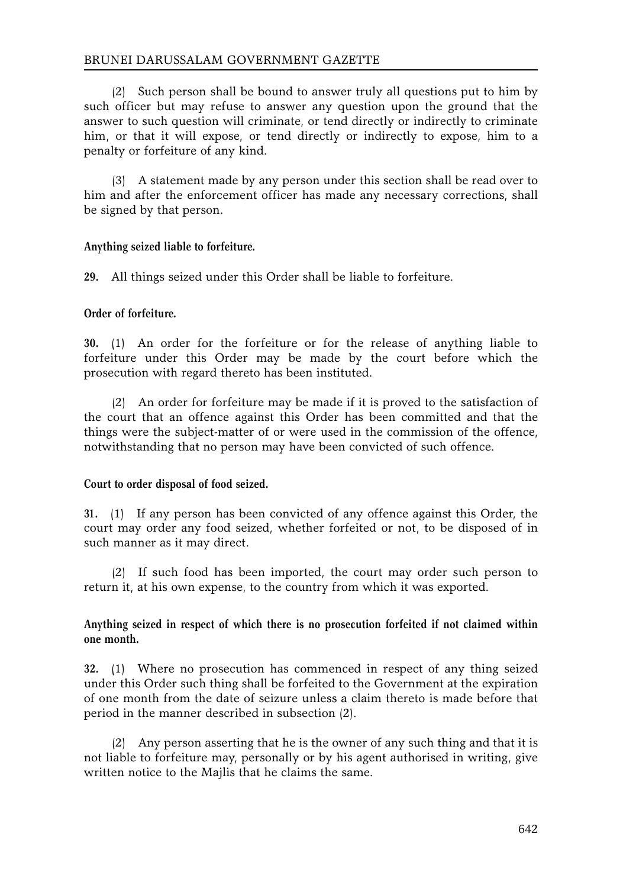(2) Such person shall be bound to answer truly all questions put to him by such officer but may refuse to answer any question upon the ground that the answer to such question will criminate, or tend directly or indirectly to criminate him, or that it will expose, or tend directly or indirectly to expose, him to a penalty or forfeiture of any kind.

(3) A statement made by any person under this section shall be read over to him and after the enforcement officer has made any necessary corrections, shall be signed by that person.

**Anything seized liable to forfeiture.**

**29.** All things seized under this Order shall be liable to forfeiture.

**Order of forfeiture.**

**30.** (1) An order for the forfeiture or for the release of anything liable to forfeiture under this Order may be made by the court before which the prosecution with regard thereto has been instituted.

(2) An order for forfeiture may be made if it is proved to the satisfaction of the court that an offence against this Order has been committed and that the things were the subject-matter of or were used in the commission of the offence, notwithstanding that no person may have been convicted of such offence.

**Court to order disposal of food seized.**

**31.** (1) If any person has been convicted of any offence against this Order, the court may order any food seized, whether forfeited or not, to be disposed of in such manner as it may direct.

(2) If such food has been imported, the court may order such person to return it, at his own expense, to the country from which it was exported.

**Anything seized in respect of which there is no prosecution forfeited if not claimed within one month.**

**32.** (1) Where no prosecution has commenced in respect of any thing seized under this Order such thing shall be forfeited to the Government at the expiration of one month from the date of seizure unless a claim thereto is made before that period in the manner described in subsection (2).

(2) Any person asserting that he is the owner of any such thing and that it is not liable to forfeiture may, personally or by his agent authorised in writing, give written notice to the Majlis that he claims the same.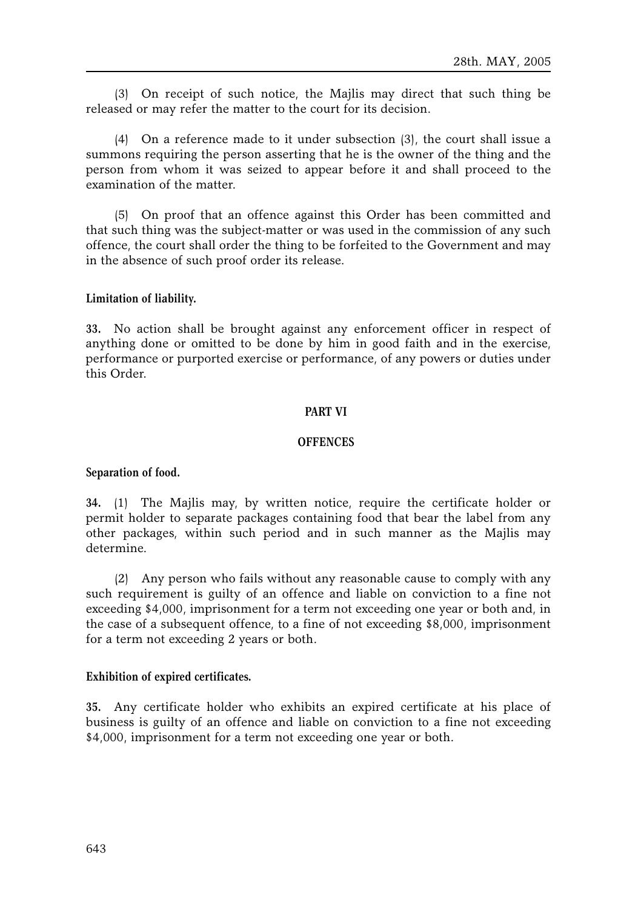(3) On receipt of such notice, the Majlis may direct that such thing be released or may refer the matter to the court for its decision.

(4) On a reference made to it under subsection (3), the court shall issue a summons requiring the person asserting that he is the owner of the thing and the person from whom it was seized to appear before it and shall proceed to the examination of the matter.

(5) On proof that an offence against this Order has been committed and that such thing was the subject-matter or was used in the commission of any such offence, the court shall order the thing to be forfeited to the Government and may in the absence of such proof order its release.

**Limitation of liability.**

**33.** No action shall be brought against any enforcement officer in respect of anything done or omitted to be done by him in good faith and in the exercise, performance or purported exercise or performance, of any powers or duties under this Order.

## PART VI

## OFFENCES

**Separation of food.**

**34.** (1) The Majlis may, by written notice, require the certificate holder or permit holder to separate packages containing food that bear the label from any other packages, within such period and in such manner as the Majlis may determine.

(2) Any person who fails without any reasonable cause to comply with any such requirement is guilty of an offence and liable on conviction to a fine not exceeding $4,000, imprisonment for a term not exceeding one year or both and, in the case of a subsequent offence, to a fine of not exceeding $8,000, imprisonment for a term not exceeding 2 years or both.

**Exhibition of expired certificates.**

**35.** Any certificate holder who exhibits an expired certificate at his place of business is guilty of an offence and liable on conviction to a fine not exceeding $4,000, imprisonment for a term not exceeding one year or both.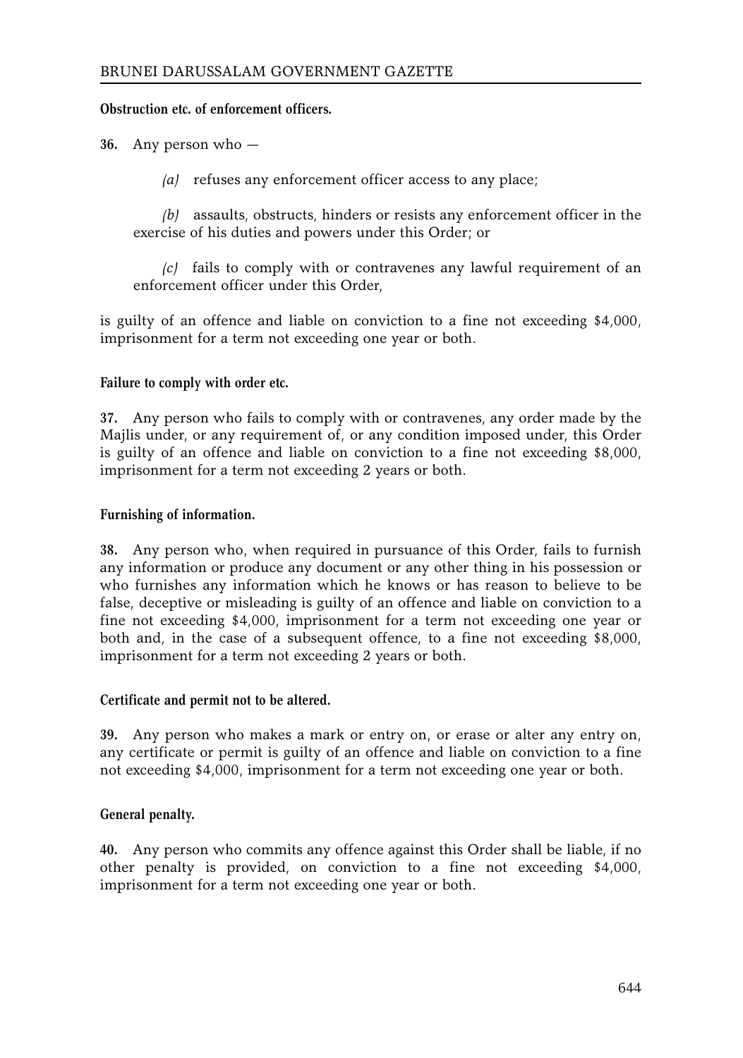**Obstruction etc. of enforcement officers.**

**36.** Any person who —

*(a)* refuses any enforcement officer access to any place;

*(b)* assaults, obstructs, hinders or resists any enforcement officer in the exercise of his duties and powers under this Order; or

*(c)* fails to comply with or contravenes any lawful requirement of an enforcement officer under this Order,

is guilty of an offence and liable on conviction to a fine not exceeding $4,000, imprisonment for a term not exceeding one year or both.

**Failure to comply with order etc.**

**37.** Any person who fails to comply with or contravenes, any order made by the Majlis under, or any requirement of, or any condition imposed under, this Order is guilty of an offence and liable on conviction to a fine not exceeding $8,000, imprisonment for a term not exceeding 2 years or both.

**Furnishing of information.**

**38.** Any person who, when required in pursuance of this Order, fails to furnish any information or produce any document or any other thing in his possession or who furnishes any information which he knows or has reason to believe to be false, deceptive or misleading is guilty of an offence and liable on conviction to a fine not exceeding $4,000, imprisonment for a term not exceeding one year or both and, in the case of a subsequent offence, to a fine not exceeding $8,000, imprisonment for a term not exceeding 2 years or both.

**Certificate and permit not to be altered.**

**39.** Any person who makes a mark or entry on, or erase or alter any entry on, any certificate or permit is guilty of an offence and liable on conviction to a fine not exceeding $4,000, imprisonment for a term not exceeding one year or both.

**General penalty.**

**40.** Any person who commits any offence against this Order shall be liable, if no other penalty is provided, on conviction to a fine not exceeding $4,000, imprisonment for a term not exceeding one year or both.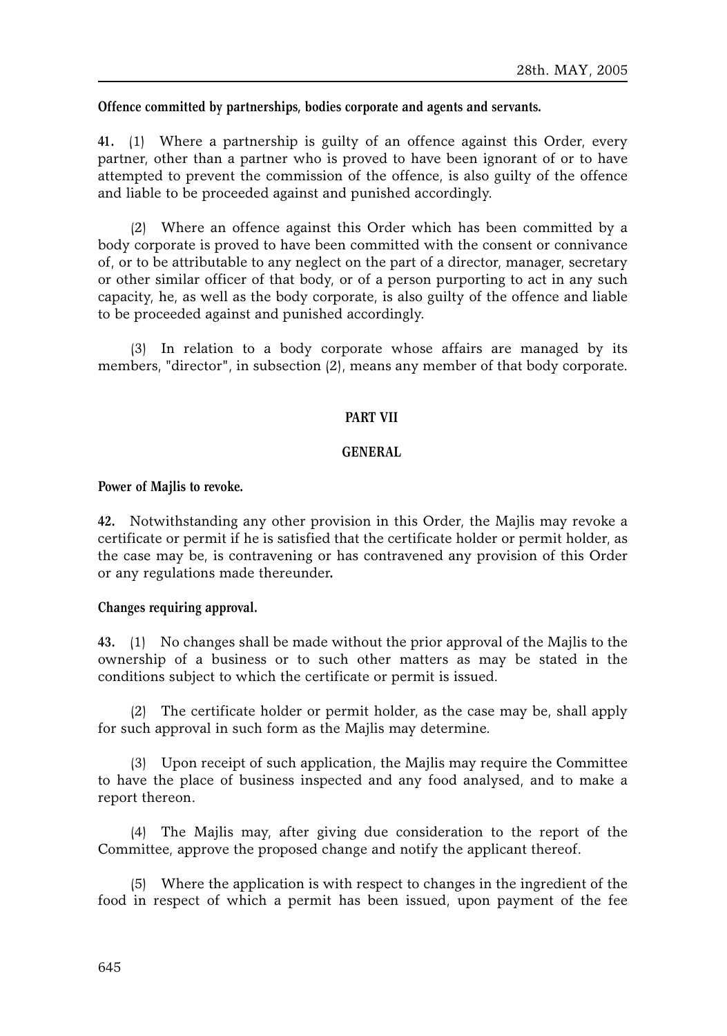**Offence committed by partnerships, bodies corporate and agents and servants.**

**41.** (1) Where a partnership is guilty of an offence against this Order, every partner, other than a partner who is proved to have been ignorant of or to have attempted to prevent the commission of the offence, is also guilty of the offence and liable to be proceeded against and punished accordingly.

(2) Where an offence against this Order which has been committed by a body corporate is proved to have been committed with the consent or connivance of, or to be attributable to any neglect on the part of a director, manager, secretary or other similar officer of that body, or of a person purporting to act in any such capacity, he, as well as the body corporate, is also guilty of the offence and liable to be proceeded against and punished accordingly.

(3) In relation to a body corporate whose affairs are managed by its members, "director", in subsection (2), means any member of that body corporate.

## PART VII

## GENERAL

**Power of Majlis to revoke.**

**42.** Notwithstanding any other provision in this Order, the Majlis may revoke a certificate or permit if he is satisfied that the certificate holder or permit holder, as the case may be, is contravening or has contravened any provision of this Order or any regulations made thereunder.

**Changes requiring approval.**

**43.** (1) No changes shall be made without the prior approval of the Majlis to the ownership of a business or to such other matters as may be stated in the conditions subject to which the certificate or permit is issued.

(2) The certificate holder or permit holder, as the case may be, shall apply for such approval in such form as the Majlis may determine.

(3) Upon receipt of such application, the Majlis may require the Committee to have the place of business inspected and any food analysed, and to make a report thereon.

(4) The Majlis may, after giving due consideration to the report of the Committee, approve the proposed change and notify the applicant thereof.

(5) Where the application is with respect to changes in the ingredient of the food in respect of which a permit has been issued, upon payment of the fee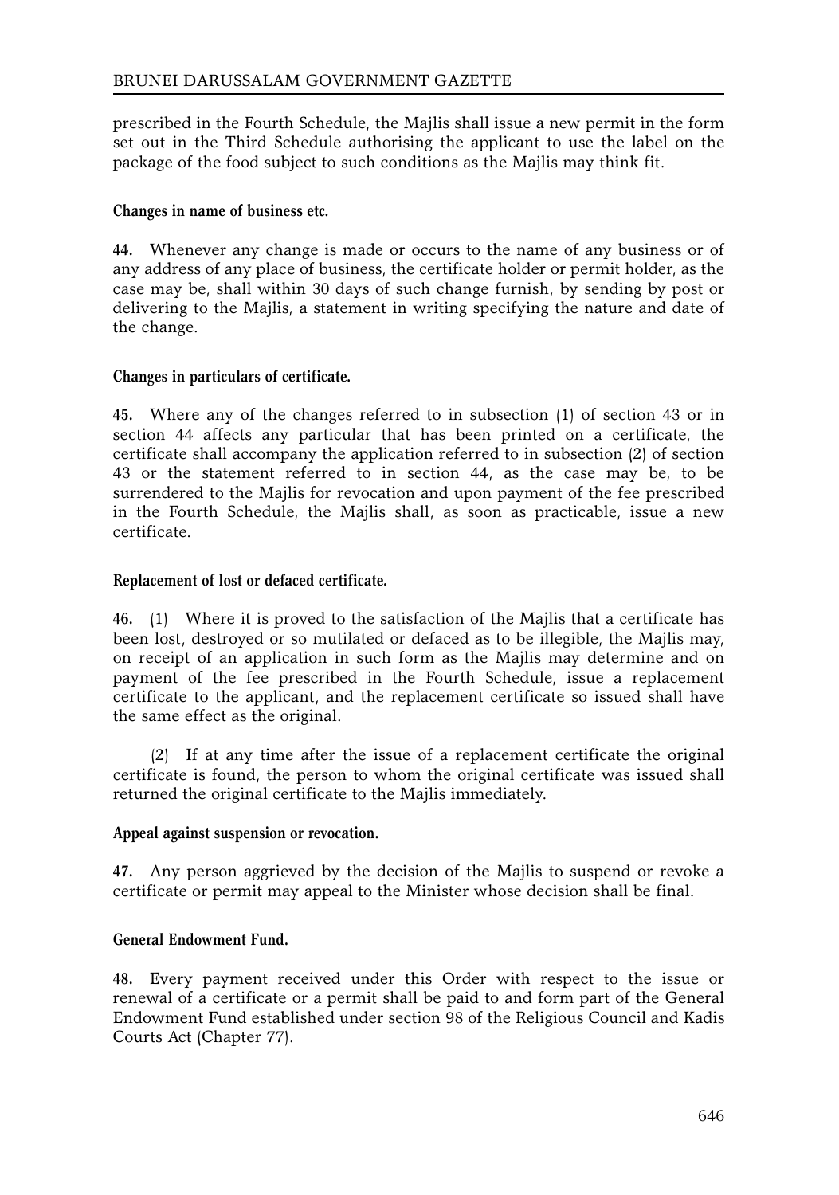prescribed in the Fourth Schedule, the Majlis shall issue a new permit in the form set out in the Third Schedule authorising the applicant to use the label on the package of the food subject to such conditions as the Majlis may think fit.

**Changes in name of business etc.**

**44.** Whenever any change is made or occurs to the name of any business or of any address of any place of business, the certificate holder or permit holder, as the case may be, shall within 30 days of such change furnish, by sending by post or delivering to the Majlis, a statement in writing specifying the nature and date of the change.

**Changes in particulars of certificate.**

**45.** Where any of the changes referred to in subsection (1) of section 43 or in section 44 affects any particular that has been printed on a certificate, the certificate shall accompany the application referred to in subsection (2) of section 43 or the statement referred to in section 44, as the case may be, to be surrendered to the Majlis for revocation and upon payment of the fee prescribed in the Fourth Schedule, the Majlis shall, as soon as practicable, issue a new certificate.

**Replacement of lost or defaced certificate.**

**46.** (1) Where it is proved to the satisfaction of the Majlis that a certificate has been lost, destroyed or so mutilated or defaced as to be illegible, the Majlis may, on receipt of an application in such form as the Majlis may determine and on payment of the fee prescribed in the Fourth Schedule, issue a replacement certificate to the applicant, and the replacement certificate so issued shall have the same effect as the original.

(2) If at any time after the issue of a replacement certificate the original certificate is found, the person to whom the original certificate was issued shall returned the original certificate to the Majlis immediately.

**Appeal against suspension or revocation.**

**47.** Any person aggrieved by the decision of the Majlis to suspend or revoke a certificate or permit may appeal to the Minister whose decision shall be final.

**General Endowment Fund.**

**48.** Every payment received under this Order with respect to the issue or renewal of a certificate or a permit shall be paid to and form part of the General Endowment Fund established under section 98 of the Religious Council and Kadis Courts Act (Chapter 77).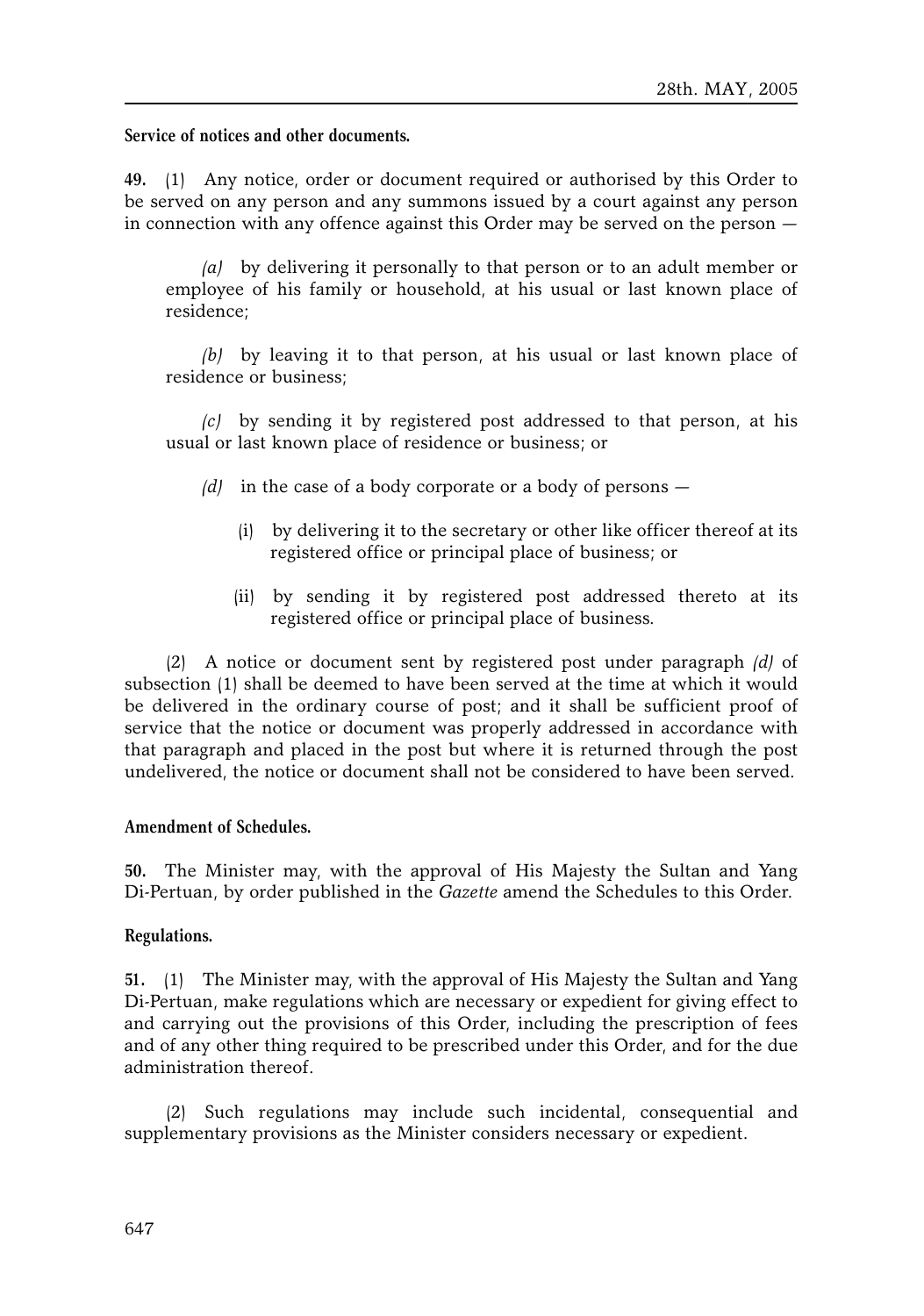**Service of notices and other documents.**

**49.** (1) Any notice, order or document required or authorised by this Order to be served on any person and any summons issued by a court against any person in connection with any offence against this Order may be served on the person —

*(a)* by delivering it personally to that person or to an adult member or employee of his family or household, at his usual or last known place of residence;

*(b)* by leaving it to that person, at his usual or last known place of residence or business;

*(c)* by sending it by registered post addressed to that person, at his usual or last known place of residence or business; or

*(d)* in the case of a body corporate or a body of persons —

(i) by delivering it to the secretary or other like officer thereof at its registered office or principal place of business; or

(ii) by sending it by registered post addressed thereto at its registered office or principal place of business.

(2) A notice or document sent by registered post under paragraph *(d)* of subsection (1) shall be deemed to have been served at the time at which it would be delivered in the ordinary course of post; and it shall be sufficient proof of service that the notice or document was properly addressed in accordance with that paragraph and placed in the post but where it is returned through the post undelivered, the notice or document shall not be considered to have been served.

**Amendment of Schedules.**

**50.** The Minister may, with the approval of His Majesty the Sultan and Yang Di-Pertuan, by order published in the *Gazette* amend the Schedules to this Order.

**Regulations.**

**51.** (1) The Minister may, with the approval of His Majesty the Sultan and Yang Di-Pertuan, make regulations which are necessary or expedient for giving effect to and carrying out the provisions of this Order, including the prescription of fees and of any other thing required to be prescribed under this Order, and for the due administration thereof.

(2) Such regulations may include such incidental, consequential and supplementary provisions as the Minister considers necessary or expedient.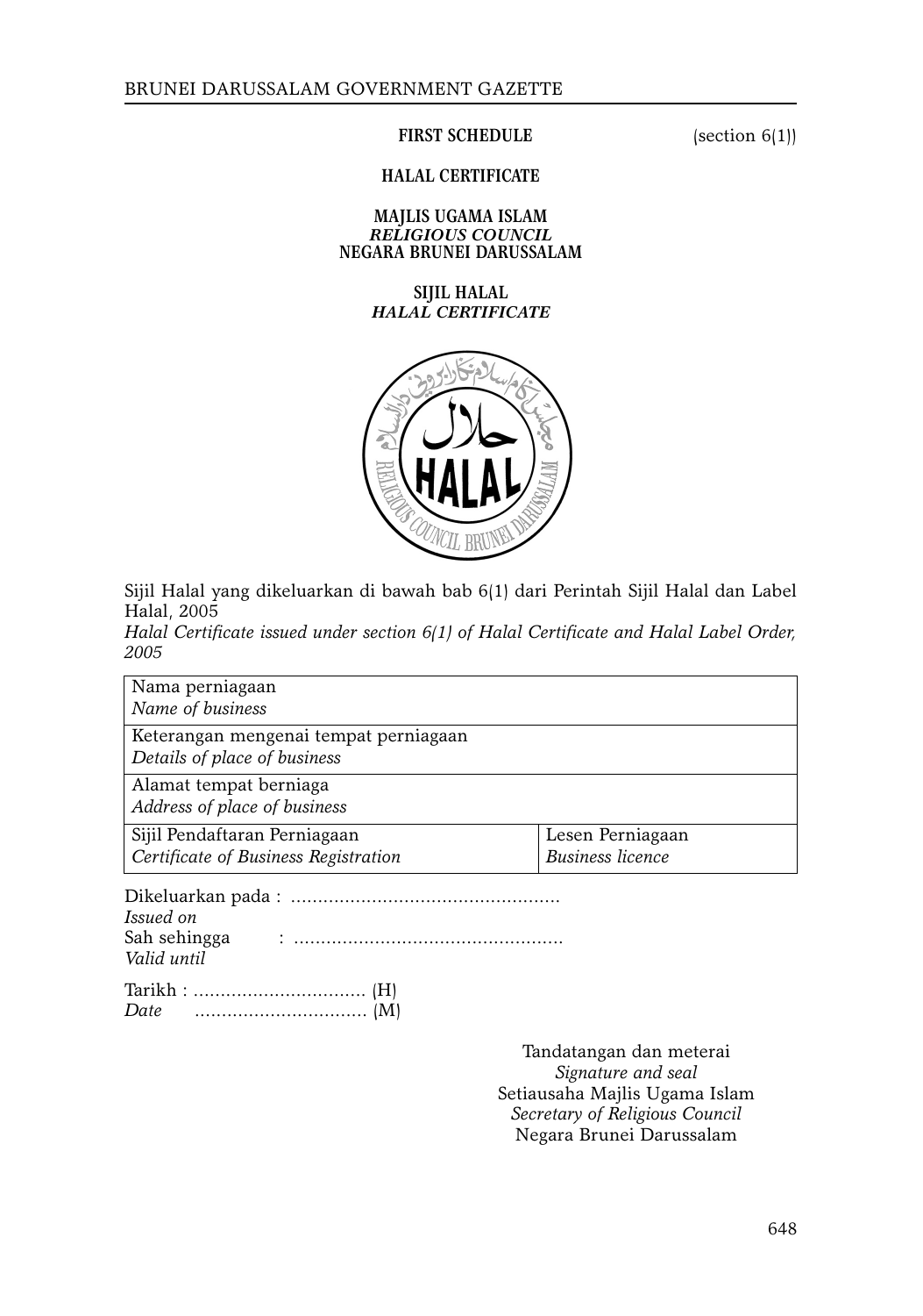**FIRST SCHEDULE** (section 6(1))

**HALAL CERTIFICATE**

**MAJLIS UGAMA ISLAM**
***RELIGIOUS COUNCIL***
**NEGARA BRUNEI DARUSSALAM**

**SIJIL HALAL**
***HALAL CERTIFICATE***

Sijil Halal yang dikeluarkan di bawah bab 6(1) dari Perintah Sijil Halal dan Label Halal, 2005
*Halal Certificate issued under section 6(1) of Halal Certificate and Halal Label Order, 2005*

| Nama perniagaan *Name of business* | |
|---|---|
| Keterangan mengenai tempat perniagaan *Details of place of business* | |
| Alamat tempat berniaga *Address of place of business* | |
| Sijil Pendaftaran Perniagaan *Certificate of Business Registration* | Lesen Perniagaan *Business licence* |

Dikeluarkan pada : ..................................................
*Issued on*
Sah sehingga : ..................................................
*Valid until*

Tarikh : ................................ (H)
*Date* ................................ (M)

Tandatangan dan meterai
*Signature and seal*
Setiausaha Majlis Ugama Islam
*Secretary of Religious Council*
Negara Brunei Darussalam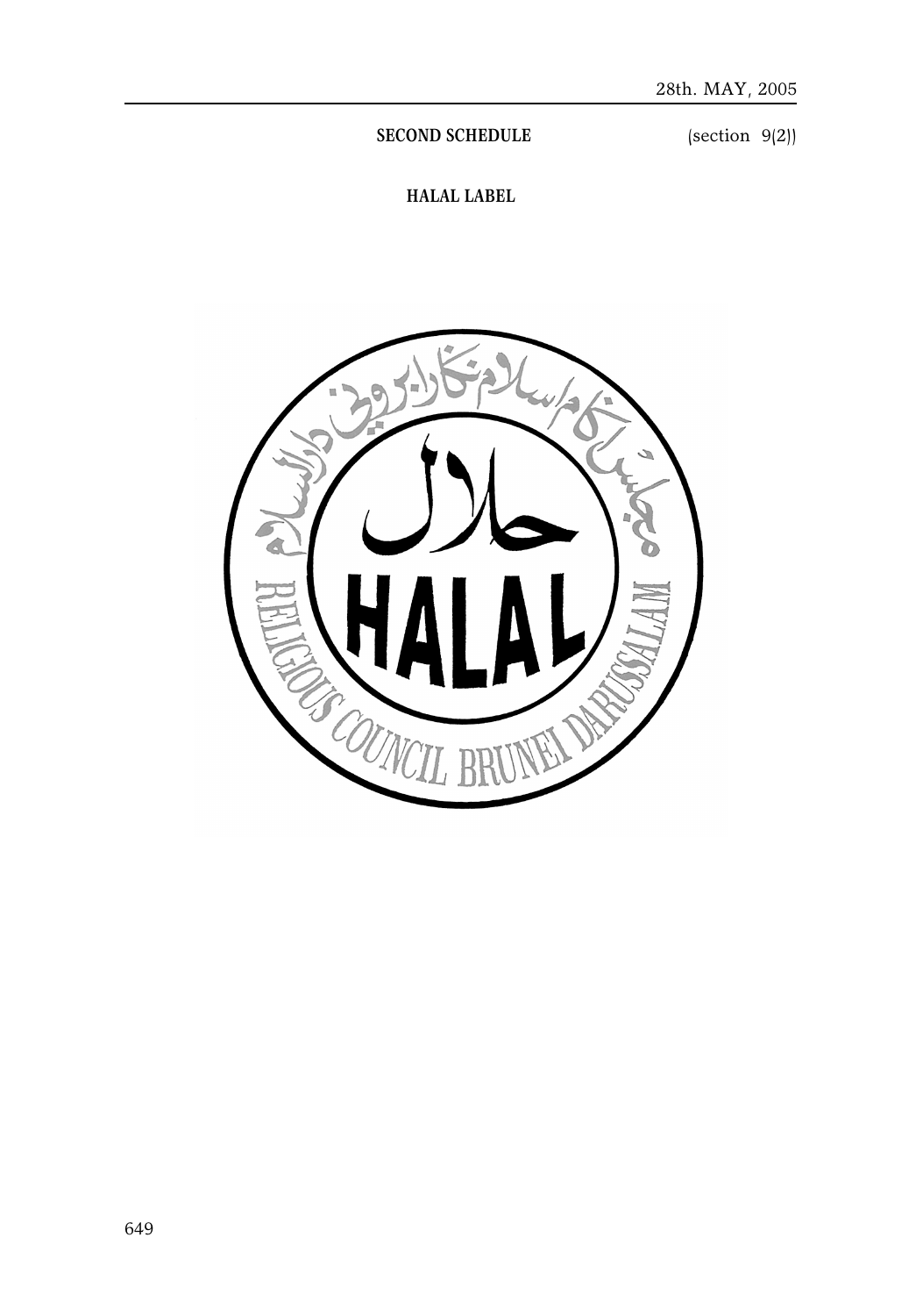**SECOND SCHEDULE** (section 9(2))

**HALAL LABEL**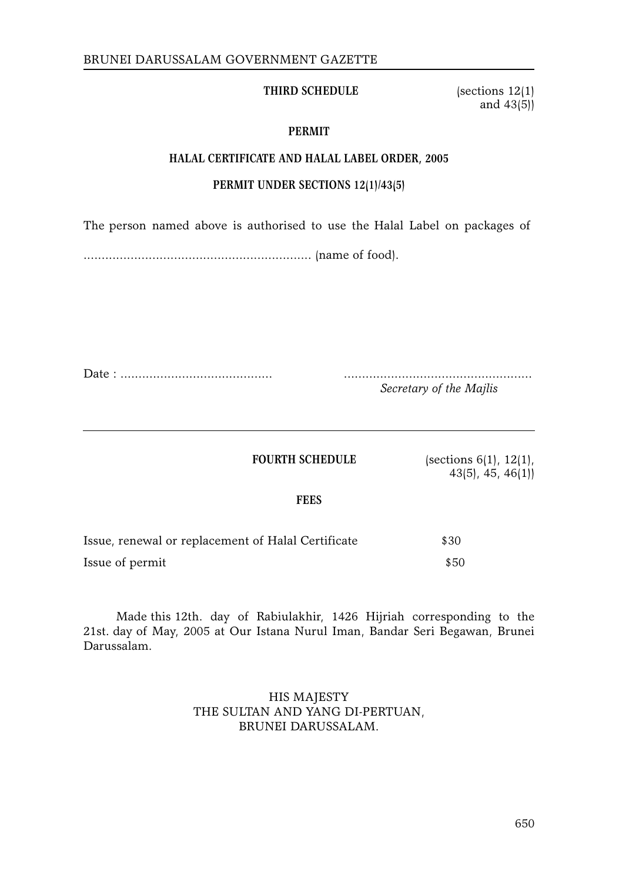**THIRD SCHEDULE** (sections 12(1) and 43(5))

**PERMIT**

**HALAL CERTIFICATE AND HALAL LABEL ORDER, 2005**

**PERMIT UNDER SECTIONS 12(1)/43(5)**

The person named above is authorised to use the Halal Label on packages of

................................................................ (name of food).

Date : ..........................................

...................................................

*Secretary of the Majlis*

---

**FOURTH SCHEDULE** (sections 6(1), 12(1), 43(5), 45, 46(1))

**FEES**

| | |
|---|---|
| Issue, renewal or replacement of Halal Certificate | $30 |
| Issue of permit | $50 |

Made this 12th. day of Rabiulakhir, 1426 Hijriah corresponding to the 21st. day of May, 2005 at Our Istana Nurul Iman, Bandar Seri Begawan, Brunei Darussalam.

HIS MAJESTY
THE SULTAN AND YANG DI-PERTUAN,
BRUNEI DARUSSALAM.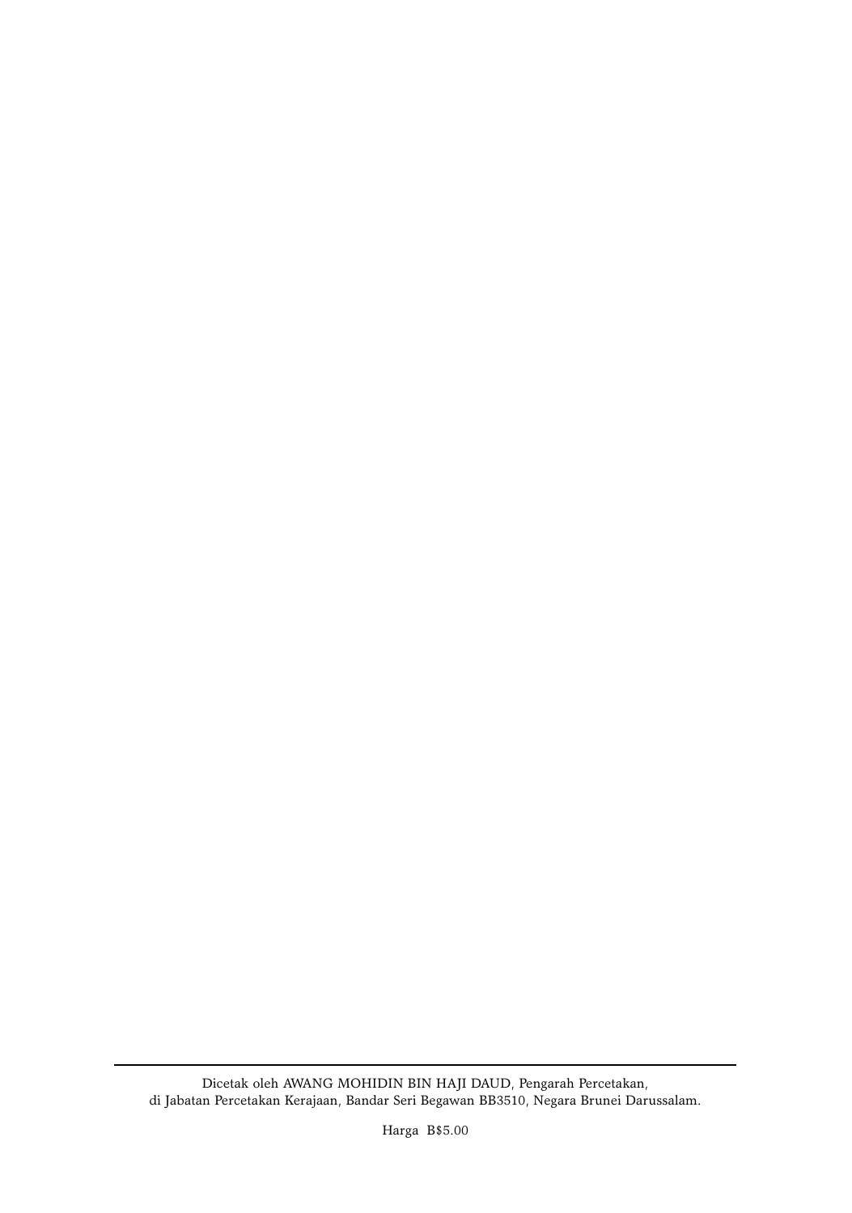---

Dicetak oleh AWANG MOHIDIN BIN HAJI DAUD, Pengarah Percetakan,
di Jabatan Percetakan Kerajaan, Bandar Seri Begawan BB3510, Negara Brunei Darussalam.

Harga B$5.00